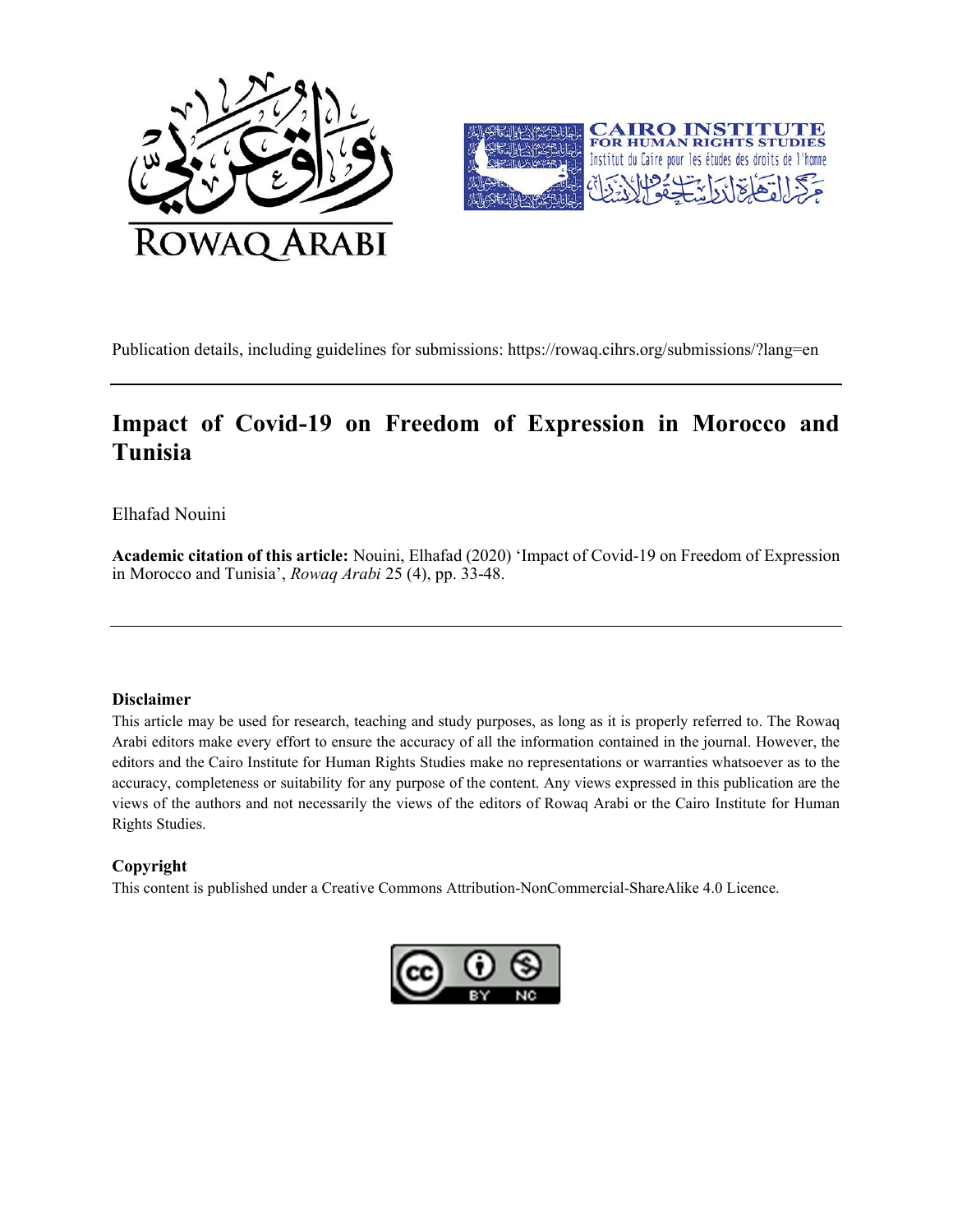Publication details, including guidelines for submissions: https://rowaq.cihrs.org/submissions/?lang=en

# Impact of Covid-19 on Freedom of Expression in Morocco and Tunisia

Elhafad Nouini

**Academic citation of this article:** Nouini, Elhafad (2020) 'Impact of Covid-19 on Freedom of Expression in Morocco and Tunisia', *Rowaq Arabi* 25 (4), pp. 33-48.

### Disclaimer

This article may be used for research, teaching and study purposes, as long as it is properly referred to. The Rowaq Arabi editors make every effort to ensure the accuracy of all the information contained in the journal. However, the editors and the Cairo Institute for Human Rights Studies make no representations or warranties whatsoever as to the accuracy, completeness or suitability for any purpose of the content. Any views expressed in this publication are the views of the authors and not necessarily the views of the editors of Rowaq Arabi or the Cairo Institute for Human Rights Studies.

### Copyright

This content is published under a Creative Commons Attribution-NonCommercial-ShareAlike 4.0 Licence.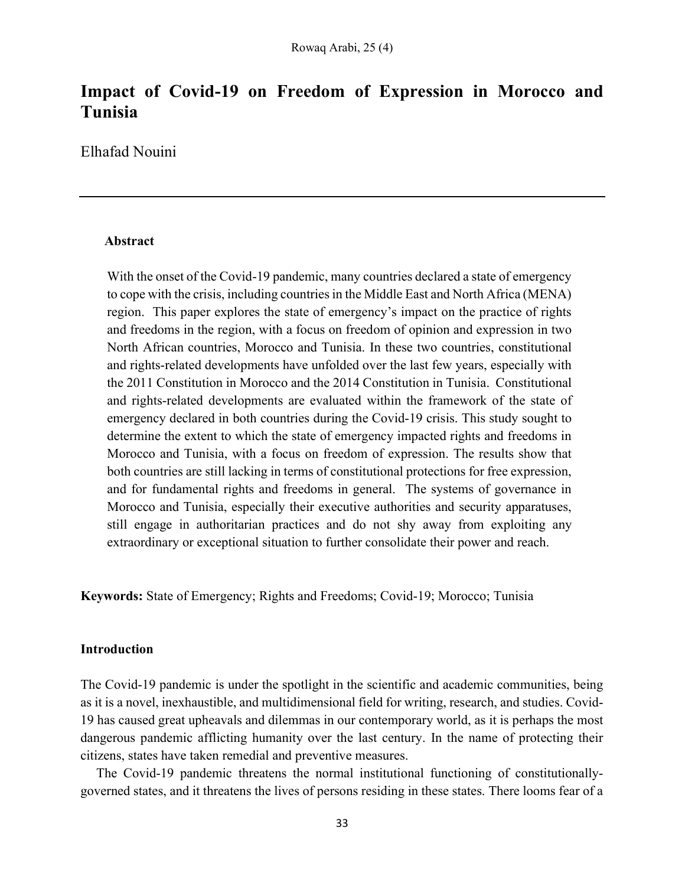# Impact of Covid-19 on Freedom of Expression in Morocco and Tunisia

Elhafad Nouini

---

**Abstract**

With the onset of the Covid-19 pandemic, many countries declared a state of emergency to cope with the crisis, including countries in the Middle East and North Africa (MENA) region. This paper explores the state of emergency's impact on the practice of rights and freedoms in the region, with a focus on freedom of opinion and expression in two North African countries, Morocco and Tunisia. In these two countries, constitutional and rights-related developments have unfolded over the last few years, especially with the 2011 Constitution in Morocco and the 2014 Constitution in Tunisia. Constitutional and rights-related developments are evaluated within the framework of the state of emergency declared in both countries during the Covid-19 crisis. This study sought to determine the extent to which the state of emergency impacted rights and freedoms in Morocco and Tunisia, with a focus on freedom of expression. The results show that both countries are still lacking in terms of constitutional protections for free expression, and for fundamental rights and freedoms in general. The systems of governance in Morocco and Tunisia, especially their executive authorities and security apparatuses, still engage in authoritarian practices and do not shy away from exploiting any extraordinary or exceptional situation to further consolidate their power and reach.

**Keywords:** State of Emergency; Rights and Freedoms; Covid-19; Morocco; Tunisia

## Introduction

The Covid-19 pandemic is under the spotlight in the scientific and academic communities, being as it is a novel, inexhaustible, and multidimensional field for writing, research, and studies. Covid-19 has caused great upheavals and dilemmas in our contemporary world, as it is perhaps the most dangerous pandemic afflicting humanity over the last century. In the name of protecting their citizens, states have taken remedial and preventive measures.

The Covid-19 pandemic threatens the normal institutional functioning of constitutionally-governed states, and it threatens the lives of persons residing in these states. There looms fear of a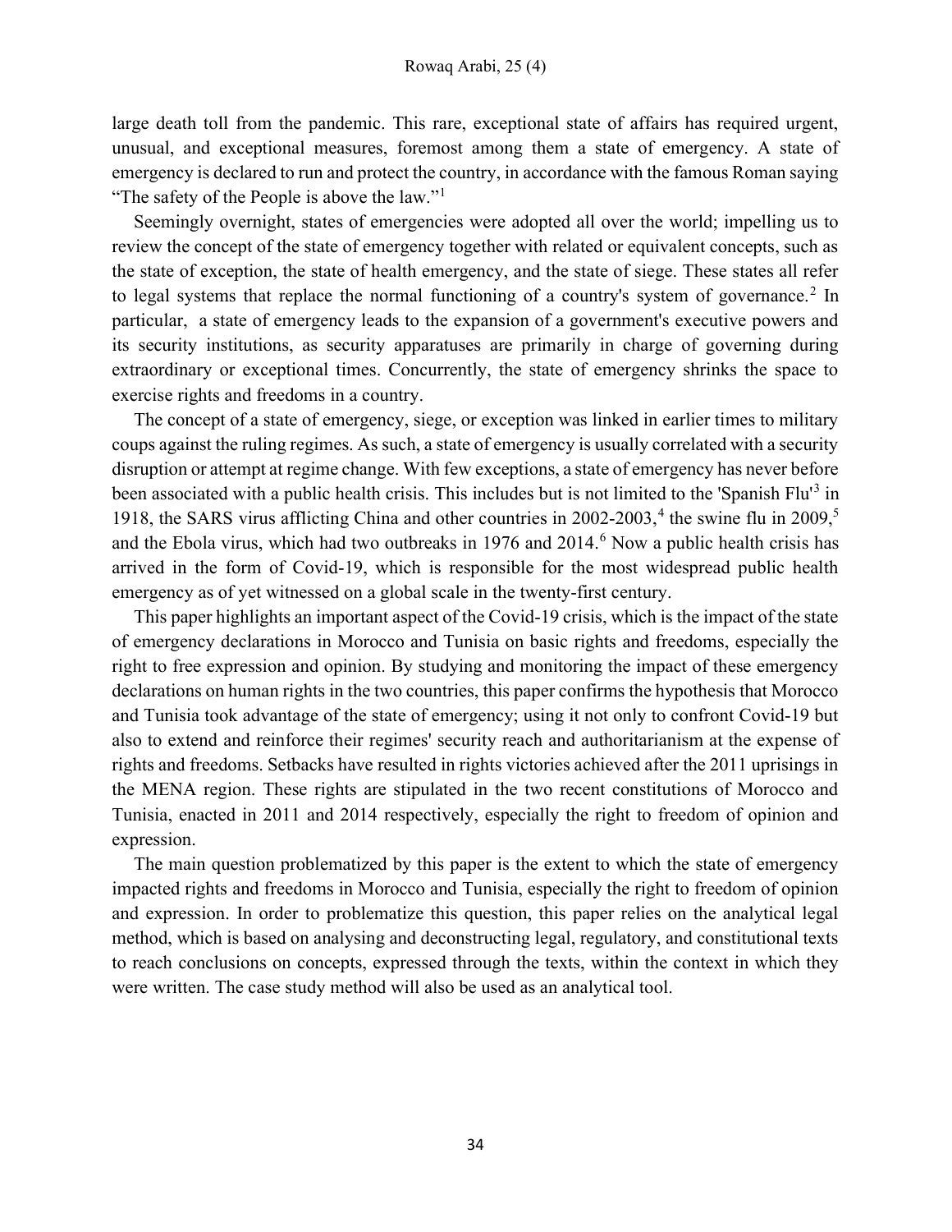large death toll from the pandemic. This rare, exceptional state of affairs has required urgent, unusual, and exceptional measures, foremost among them a state of emergency. A state of emergency is declared to run and protect the country, in accordance with the famous Roman saying "The safety of the People is above the law."[1]

Seemingly overnight, states of emergencies were adopted all over the world; impelling us to review the concept of the state of emergency together with related or equivalent concepts, such as the state of exception, the state of health emergency, and the state of siege. These states all refer to legal systems that replace the normal functioning of a country's system of governance.[2] In particular, a state of emergency leads to the expansion of a government's executive powers and its security institutions, as security apparatuses are primarily in charge of governing during extraordinary or exceptional times. Concurrently, the state of emergency shrinks the space to exercise rights and freedoms in a country.

The concept of a state of emergency, siege, or exception was linked in earlier times to military coups against the ruling regimes. As such, a state of emergency is usually correlated with a security disruption or attempt at regime change. With few exceptions, a state of emergency has never before been associated with a public health crisis. This includes but is not limited to the 'Spanish Flu'[3] in 1918, the SARS virus afflicting China and other countries in 2002-2003,[4] the swine flu in 2009,[5] and the Ebola virus, which had two outbreaks in 1976 and 2014.[6] Now a public health crisis has arrived in the form of Covid-19, which is responsible for the most widespread public health emergency as of yet witnessed on a global scale in the twenty-first century.

This paper highlights an important aspect of the Covid-19 crisis, which is the impact of the state of emergency declarations in Morocco and Tunisia on basic rights and freedoms, especially the right to free expression and opinion. By studying and monitoring the impact of these emergency declarations on human rights in the two countries, this paper confirms the hypothesis that Morocco and Tunisia took advantage of the state of emergency; using it not only to confront Covid-19 but also to extend and reinforce their regimes' security reach and authoritarianism at the expense of rights and freedoms. Setbacks have resulted in rights victories achieved after the 2011 uprisings in the MENA region. These rights are stipulated in the two recent constitutions of Morocco and Tunisia, enacted in 2011 and 2014 respectively, especially the right to freedom of opinion and expression.

The main question problematized by this paper is the extent to which the state of emergency impacted rights and freedoms in Morocco and Tunisia, especially the right to freedom of opinion and expression. In order to problematize this question, this paper relies on the analytical legal method, which is based on analysing and deconstructing legal, regulatory, and constitutional texts to reach conclusions on concepts, expressed through the texts, within the context in which they were written. The case study method will also be used as an analytical tool.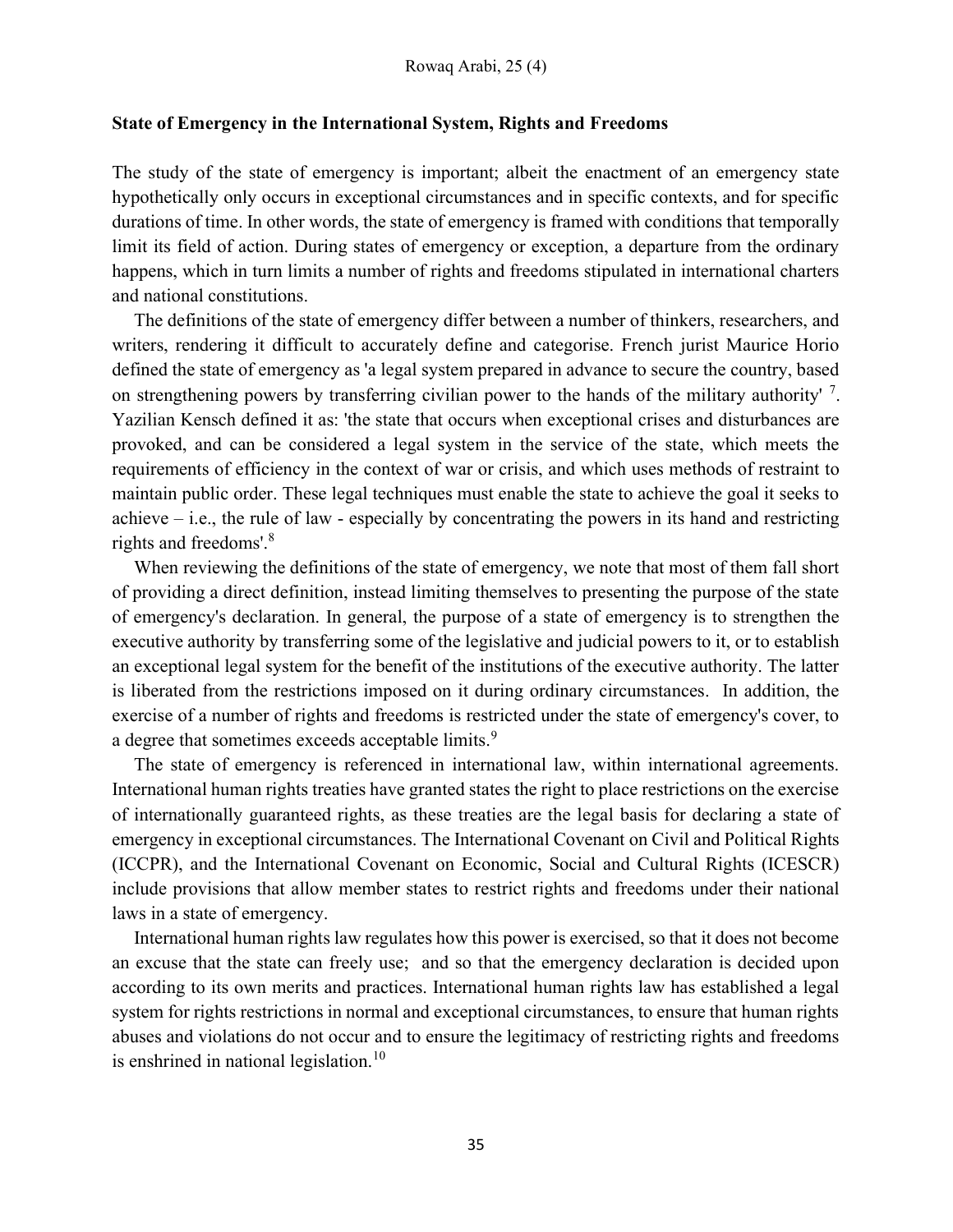### State of Emergency in the International System, Rights and Freedoms

The study of the state of emergency is important; albeit the enactment of an emergency state hypothetically only occurs in exceptional circumstances and in specific contexts, and for specific durations of time. In other words, the state of emergency is framed with conditions that temporally limit its field of action. During states of emergency or exception, a departure from the ordinary happens, which in turn limits a number of rights and freedoms stipulated in international charters and national constitutions.

The definitions of the state of emergency differ between a number of thinkers, researchers, and writers, rendering it difficult to accurately define and categorise. French jurist Maurice Horio defined the state of emergency as 'a legal system prepared in advance to secure the country, based on strengthening powers by transferring civilian power to the hands of the military authority' [7]. Yazilian Kensch defined it as: 'the state that occurs when exceptional crises and disturbances are provoked, and can be considered a legal system in the service of the state, which meets the requirements of efficiency in the context of war or crisis, and which uses methods of restraint to maintain public order. These legal techniques must enable the state to achieve the goal it seeks to achieve – i.e., the rule of law - especially by concentrating the powers in its hand and restricting rights and freedoms'.[8]

When reviewing the definitions of the state of emergency, we note that most of them fall short of providing a direct definition, instead limiting themselves to presenting the purpose of the state of emergency's declaration. In general, the purpose of a state of emergency is to strengthen the executive authority by transferring some of the legislative and judicial powers to it, or to establish an exceptional legal system for the benefit of the institutions of the executive authority. The latter is liberated from the restrictions imposed on it during ordinary circumstances. In addition, the exercise of a number of rights and freedoms is restricted under the state of emergency's cover, to a degree that sometimes exceeds acceptable limits.[9]

The state of emergency is referenced in international law, within international agreements. International human rights treaties have granted states the right to place restrictions on the exercise of internationally guaranteed rights, as these treaties are the legal basis for declaring a state of emergency in exceptional circumstances. The International Covenant on Civil and Political Rights (ICCPR), and the International Covenant on Economic, Social and Cultural Rights (ICESCR) include provisions that allow member states to restrict rights and freedoms under their national laws in a state of emergency.

International human rights law regulates how this power is exercised, so that it does not become an excuse that the state can freely use; and so that the emergency declaration is decided upon according to its own merits and practices. International human rights law has established a legal system for rights restrictions in normal and exceptional circumstances, to ensure that human rights abuses and violations do not occur and to ensure the legitimacy of restricting rights and freedoms is enshrined in national legislation.[10]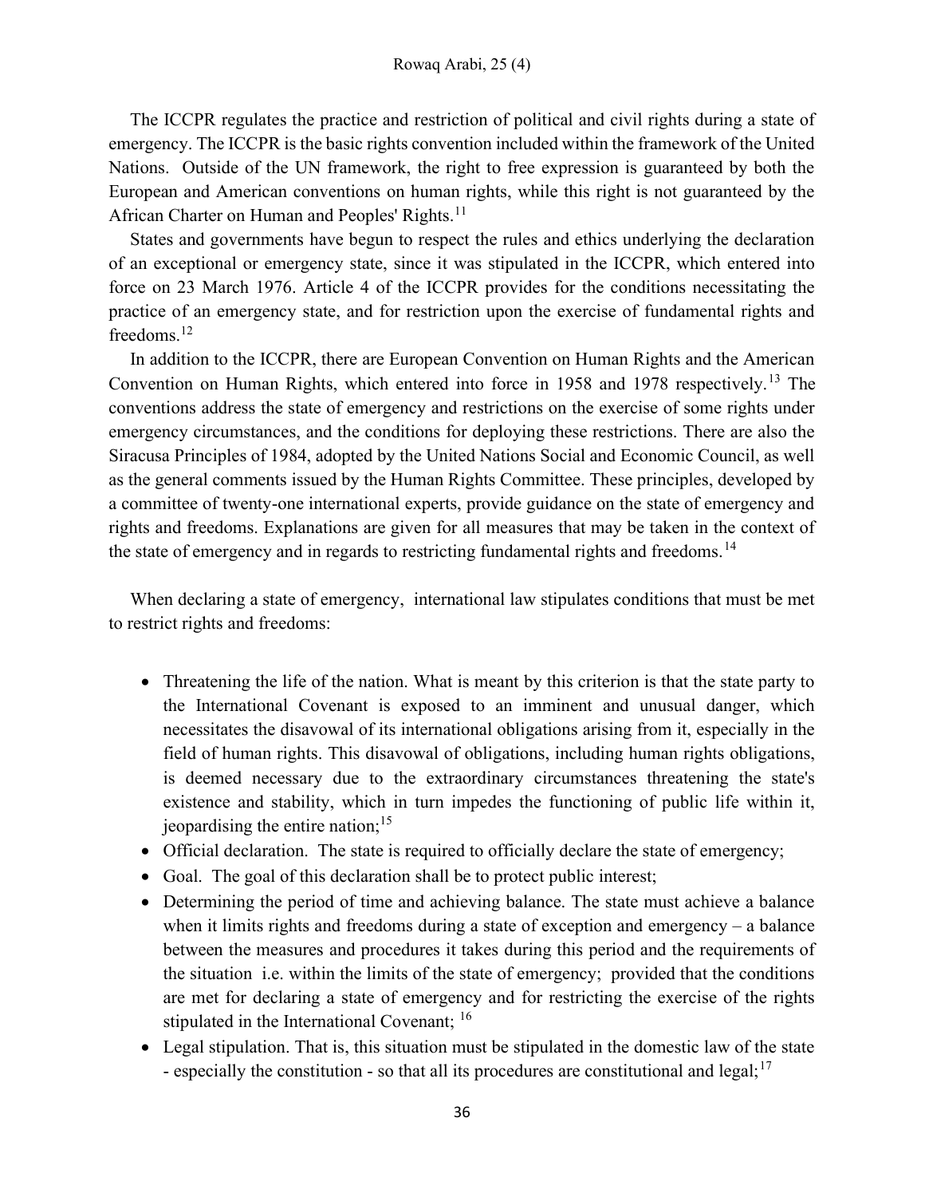The ICCPR regulates the practice and restriction of political and civil rights during a state of emergency. The ICCPR is the basic rights convention included within the framework of the United Nations. Outside of the UN framework, the right to free expression is guaranteed by both the European and American conventions on human rights, while this right is not guaranteed by the African Charter on Human and Peoples' Rights.[11]

States and governments have begun to respect the rules and ethics underlying the declaration of an exceptional or emergency state, since it was stipulated in the ICCPR, which entered into force on 23 March 1976. Article 4 of the ICCPR provides for the conditions necessitating the practice of an emergency state, and for restriction upon the exercise of fundamental rights and freedoms.[12]

In addition to the ICCPR, there are European Convention on Human Rights and the American Convention on Human Rights, which entered into force in 1958 and 1978 respectively.[13] The conventions address the state of emergency and restrictions on the exercise of some rights under emergency circumstances, and the conditions for deploying these restrictions. There are also the Siracusa Principles of 1984, adopted by the United Nations Social and Economic Council, as well as the general comments issued by the Human Rights Committee. These principles, developed by a committee of twenty-one international experts, provide guidance on the state of emergency and rights and freedoms. Explanations are given for all measures that may be taken in the context of the state of emergency and in regards to restricting fundamental rights and freedoms.[14]

When declaring a state of emergency, international law stipulates conditions that must be met to restrict rights and freedoms:

- Threatening the life of the nation. What is meant by this criterion is that the state party to the International Covenant is exposed to an imminent and unusual danger, which necessitates the disavowal of its international obligations arising from it, especially in the field of human rights. This disavowal of obligations, including human rights obligations, is deemed necessary due to the extraordinary circumstances threatening the state's existence and stability, which in turn impedes the functioning of public life within it, jeopardising the entire nation;[15]
- Official declaration. The state is required to officially declare the state of emergency;
- Goal. The goal of this declaration shall be to protect public interest;
- Determining the period of time and achieving balance. The state must achieve a balance when it limits rights and freedoms during a state of exception and emergency – a balance between the measures and procedures it takes during this period and the requirements of the situation i.e. within the limits of the state of emergency; provided that the conditions are met for declaring a state of emergency and for restricting the exercise of the rights stipulated in the International Covenant; [16]
- Legal stipulation. That is, this situation must be stipulated in the domestic law of the state - especially the constitution - so that all its procedures are constitutional and legal;[17]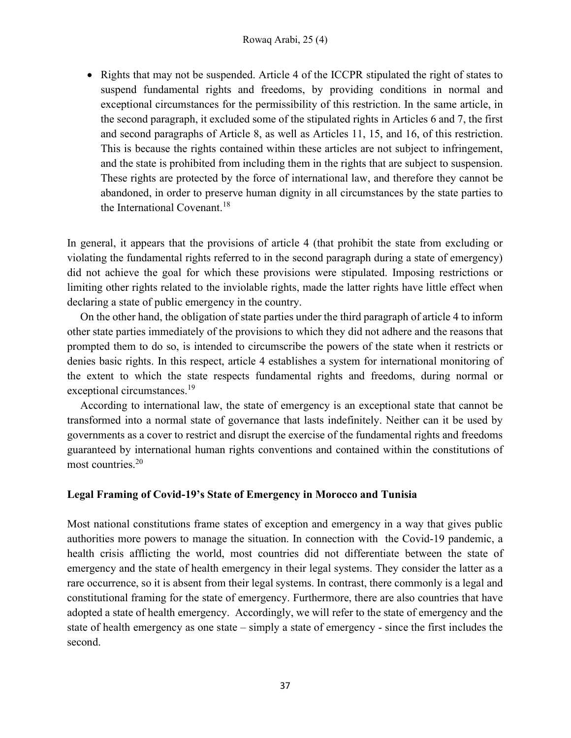- Rights that may not be suspended. Article 4 of the ICCPR stipulated the right of states to suspend fundamental rights and freedoms, by providing conditions in normal and exceptional circumstances for the permissibility of this restriction. In the same article, in the second paragraph, it excluded some of the stipulated rights in Articles 6 and 7, the first and second paragraphs of Article 8, as well as Articles 11, 15, and 16, of this restriction. This is because the rights contained within these articles are not subject to infringement, and the state is prohibited from including them in the rights that are subject to suspension. These rights are protected by the force of international law, and therefore they cannot be abandoned, in order to preserve human dignity in all circumstances by the state parties to the International Covenant.[18]

In general, it appears that the provisions of article 4 (that prohibit the state from excluding or violating the fundamental rights referred to in the second paragraph during a state of emergency) did not achieve the goal for which these provisions were stipulated. Imposing restrictions or limiting other rights related to the inviolable rights, made the latter rights have little effect when declaring a state of public emergency in the country.

On the other hand, the obligation of state parties under the third paragraph of article 4 to inform other state parties immediately of the provisions to which they did not adhere and the reasons that prompted them to do so, is intended to circumscribe the powers of the state when it restricts or denies basic rights. In this respect, article 4 establishes a system for international monitoring of the extent to which the state respects fundamental rights and freedoms, during normal or exceptional circumstances.[19]

According to international law, the state of emergency is an exceptional state that cannot be transformed into a normal state of governance that lasts indefinitely. Neither can it be used by governments as a cover to restrict and disrupt the exercise of the fundamental rights and freedoms guaranteed by international human rights conventions and contained within the constitutions of most countries.[20]

**Legal Framing of Covid-19's State of Emergency in Morocco and Tunisia**

Most national constitutions frame states of exception and emergency in a way that gives public authorities more powers to manage the situation. In connection with the Covid-19 pandemic, a health crisis afflicting the world, most countries did not differentiate between the state of emergency and the state of health emergency in their legal systems. They consider the latter as a rare occurrence, so it is absent from their legal systems. In contrast, there commonly is a legal and constitutional framing for the state of emergency. Furthermore, there are also countries that have adopted a state of health emergency. Accordingly, we will refer to the state of emergency and the state of health emergency as one state – simply a state of emergency - since the first includes the second.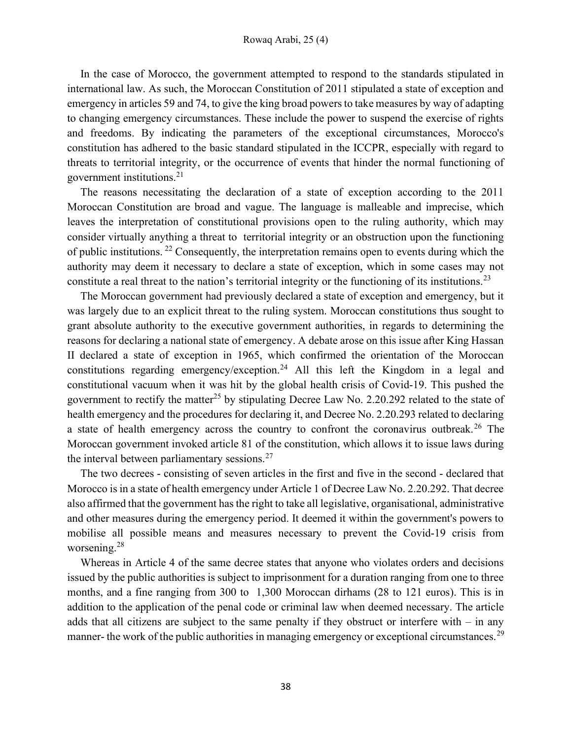In the case of Morocco, the government attempted to respond to the standards stipulated in international law. As such, the Moroccan Constitution of 2011 stipulated a state of exception and emergency in articles 59 and 74, to give the king broad powers to take measures by way of adapting to changing emergency circumstances. These include the power to suspend the exercise of rights and freedoms. By indicating the parameters of the exceptional circumstances, Morocco's constitution has adhered to the basic standard stipulated in the ICCPR, especially with regard to threats to territorial integrity, or the occurrence of events that hinder the normal functioning of government institutions.[21]

The reasons necessitating the declaration of a state of exception according to the 2011 Moroccan Constitution are broad and vague. The language is malleable and imprecise, which leaves the interpretation of constitutional provisions open to the ruling authority, which may consider virtually anything a threat to territorial integrity or an obstruction upon the functioning of public institutions.[22] Consequently, the interpretation remains open to events during which the authority may deem it necessary to declare a state of exception, which in some cases may not constitute a real threat to the nation's territorial integrity or the functioning of its institutions.[23]

The Moroccan government had previously declared a state of exception and emergency, but it was largely due to an explicit threat to the ruling system. Moroccan constitutions thus sought to grant absolute authority to the executive government authorities, in regards to determining the reasons for declaring a national state of emergency. A debate arose on this issue after King Hassan II declared a state of exception in 1965, which confirmed the orientation of the Moroccan constitutions regarding emergency/exception.[24] All this left the Kingdom in a legal and constitutional vacuum when it was hit by the global health crisis of Covid-19. This pushed the government to rectify the matter[25] by stipulating Decree Law No. 2.20.292 related to the state of health emergency and the procedures for declaring it, and Decree No. 2.20.293 related to declaring a state of health emergency across the country to confront the coronavirus outbreak.[26] The Moroccan government invoked article 81 of the constitution, which allows it to issue laws during the interval between parliamentary sessions.[27]

The two decrees - consisting of seven articles in the first and five in the second - declared that Morocco is in a state of health emergency under Article 1 of Decree Law No. 2.20.292. That decree also affirmed that the government has the right to take all legislative, organisational, administrative and other measures during the emergency period. It deemed it within the government's powers to mobilise all possible means and measures necessary to prevent the Covid-19 crisis from worsening.[28]

Whereas in Article 4 of the same decree states that anyone who violates orders and decisions issued by the public authorities is subject to imprisonment for a duration ranging from one to three months, and a fine ranging from 300 to 1,300 Moroccan dirhams (28 to 121 euros). This is in addition to the application of the penal code or criminal law when deemed necessary. The article adds that all citizens are subject to the same penalty if they obstruct or interfere with – in any manner- the work of the public authorities in managing emergency or exceptional circumstances.[29]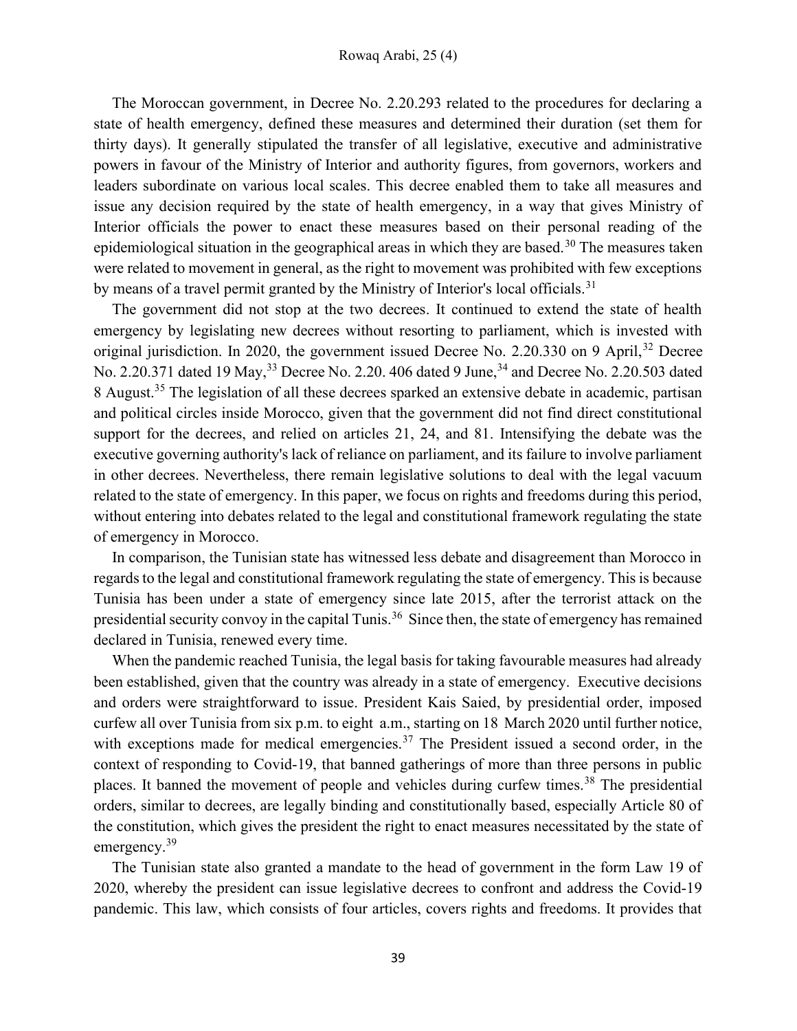The Moroccan government, in Decree No. 2.20.293 related to the procedures for declaring a state of health emergency, defined these measures and determined their duration (set them for thirty days). It generally stipulated the transfer of all legislative, executive and administrative powers in favour of the Ministry of Interior and authority figures, from governors, workers and leaders subordinate on various local scales. This decree enabled them to take all measures and issue any decision required by the state of health emergency, in a way that gives Ministry of Interior officials the power to enact these measures based on their personal reading of the epidemiological situation in the geographical areas in which they are based.[30] The measures taken were related to movement in general, as the right to movement was prohibited with few exceptions by means of a travel permit granted by the Ministry of Interior's local officials.[31]

The government did not stop at the two decrees. It continued to extend the state of health emergency by legislating new decrees without resorting to parliament, which is invested with original jurisdiction. In 2020, the government issued Decree No. 2.20.330 on 9 April,[32] Decree No. 2.20.371 dated 19 May,[33] Decree No. 2.20. 406 dated 9 June,[34] and Decree No. 2.20.503 dated 8 August.[35] The legislation of all these decrees sparked an extensive debate in academic, partisan and political circles inside Morocco, given that the government did not find direct constitutional support for the decrees, and relied on articles 21, 24, and 81. Intensifying the debate was the executive governing authority's lack of reliance on parliament, and its failure to involve parliament in other decrees. Nevertheless, there remain legislative solutions to deal with the legal vacuum related to the state of emergency. In this paper, we focus on rights and freedoms during this period, without entering into debates related to the legal and constitutional framework regulating the state of emergency in Morocco.

In comparison, the Tunisian state has witnessed less debate and disagreement than Morocco in regards to the legal and constitutional framework regulating the state of emergency. This is because Tunisia has been under a state of emergency since late 2015, after the terrorist attack on the presidential security convoy in the capital Tunis.[36] Since then, the state of emergency has remained declared in Tunisia, renewed every time.

When the pandemic reached Tunisia, the legal basis for taking favourable measures had already been established, given that the country was already in a state of emergency. Executive decisions and orders were straightforward to issue. President Kais Saied, by presidential order, imposed curfew all over Tunisia from six p.m. to eight a.m., starting on 18 March 2020 until further notice, with exceptions made for medical emergencies.[37] The President issued a second order, in the context of responding to Covid-19, that banned gatherings of more than three persons in public places. It banned the movement of people and vehicles during curfew times.[38] The presidential orders, similar to decrees, are legally binding and constitutionally based, especially Article 80 of the constitution, which gives the president the right to enact measures necessitated by the state of emergency.[39]

The Tunisian state also granted a mandate to the head of government in the form Law 19 of 2020, whereby the president can issue legislative decrees to confront and address the Covid-19 pandemic. This law, which consists of four articles, covers rights and freedoms. It provides that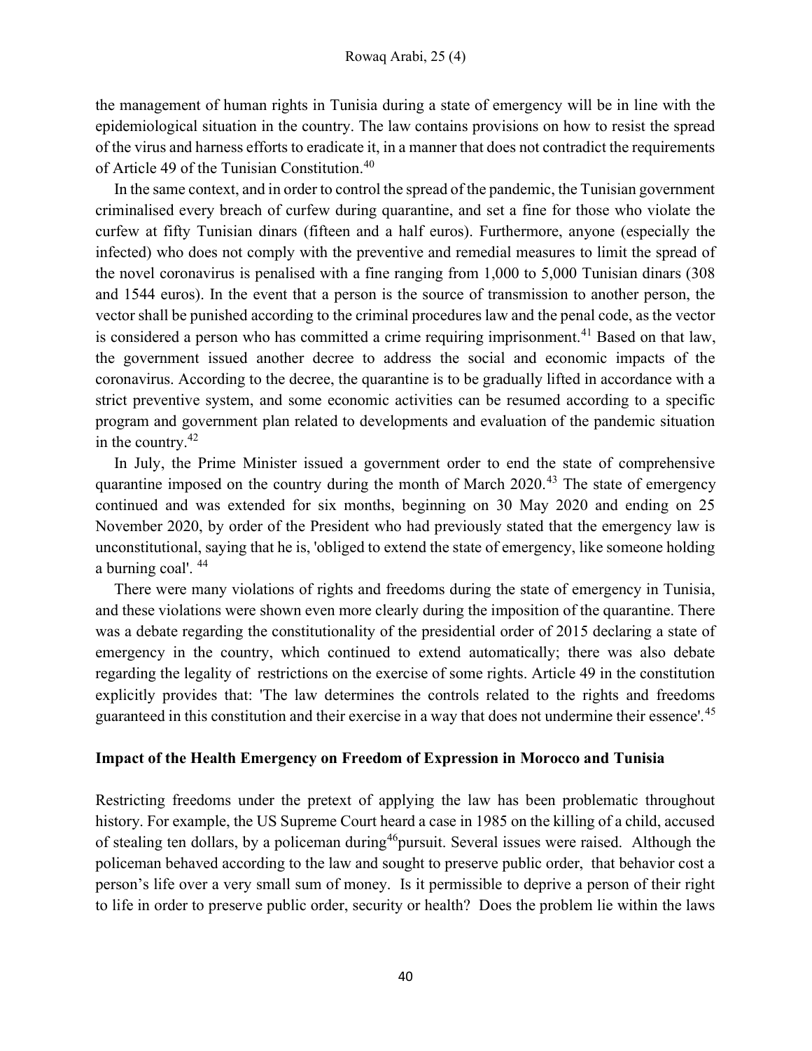the management of human rights in Tunisia during a state of emergency will be in line with the epidemiological situation in the country. The law contains provisions on how to resist the spread of the virus and harness efforts to eradicate it, in a manner that does not contradict the requirements of Article 49 of the Tunisian Constitution.[40]

In the same context, and in order to control the spread of the pandemic, the Tunisian government criminalised every breach of curfew during quarantine, and set a fine for those who violate the curfew at fifty Tunisian dinars (fifteen and a half euros). Furthermore, anyone (especially the infected) who does not comply with the preventive and remedial measures to limit the spread of the novel coronavirus is penalised with a fine ranging from 1,000 to 5,000 Tunisian dinars (308 and 1544 euros). In the event that a person is the source of transmission to another person, the vector shall be punished according to the criminal procedures law and the penal code, as the vector is considered a person who has committed a crime requiring imprisonment.[41] Based on that law, the government issued another decree to address the social and economic impacts of the coronavirus. According to the decree, the quarantine is to be gradually lifted in accordance with a strict preventive system, and some economic activities can be resumed according to a specific program and government plan related to developments and evaluation of the pandemic situation in the country.[42]

In July, the Prime Minister issued a government order to end the state of comprehensive quarantine imposed on the country during the month of March 2020.[43] The state of emergency continued and was extended for six months, beginning on 30 May 2020 and ending on 25 November 2020, by order of the President who had previously stated that the emergency law is unconstitutional, saying that he is, 'obliged to extend the state of emergency, like someone holding a burning coal'. [44]

There were many violations of rights and freedoms during the state of emergency in Tunisia, and these violations were shown even more clearly during the imposition of the quarantine. There was a debate regarding the constitutionality of the presidential order of 2015 declaring a state of emergency in the country, which continued to extend automatically; there was also debate regarding the legality of restrictions on the exercise of some rights. Article 49 in the constitution explicitly provides that: 'The law determines the controls related to the rights and freedoms guaranteed in this constitution and their exercise in a way that does not undermine their essence'.[45]

### Impact of the Health Emergency on Freedom of Expression in Morocco and Tunisia

Restricting freedoms under the pretext of applying the law has been problematic throughout history. For example, the US Supreme Court heard a case in 1985 on the killing of a child, accused of stealing ten dollars, by a policeman during[46] pursuit. Several issues were raised. Although the policeman behaved according to the law and sought to preserve public order, that behavior cost a person's life over a very small sum of money. Is it permissible to deprive a person of their right to life in order to preserve public order, security or health? Does the problem lie within the laws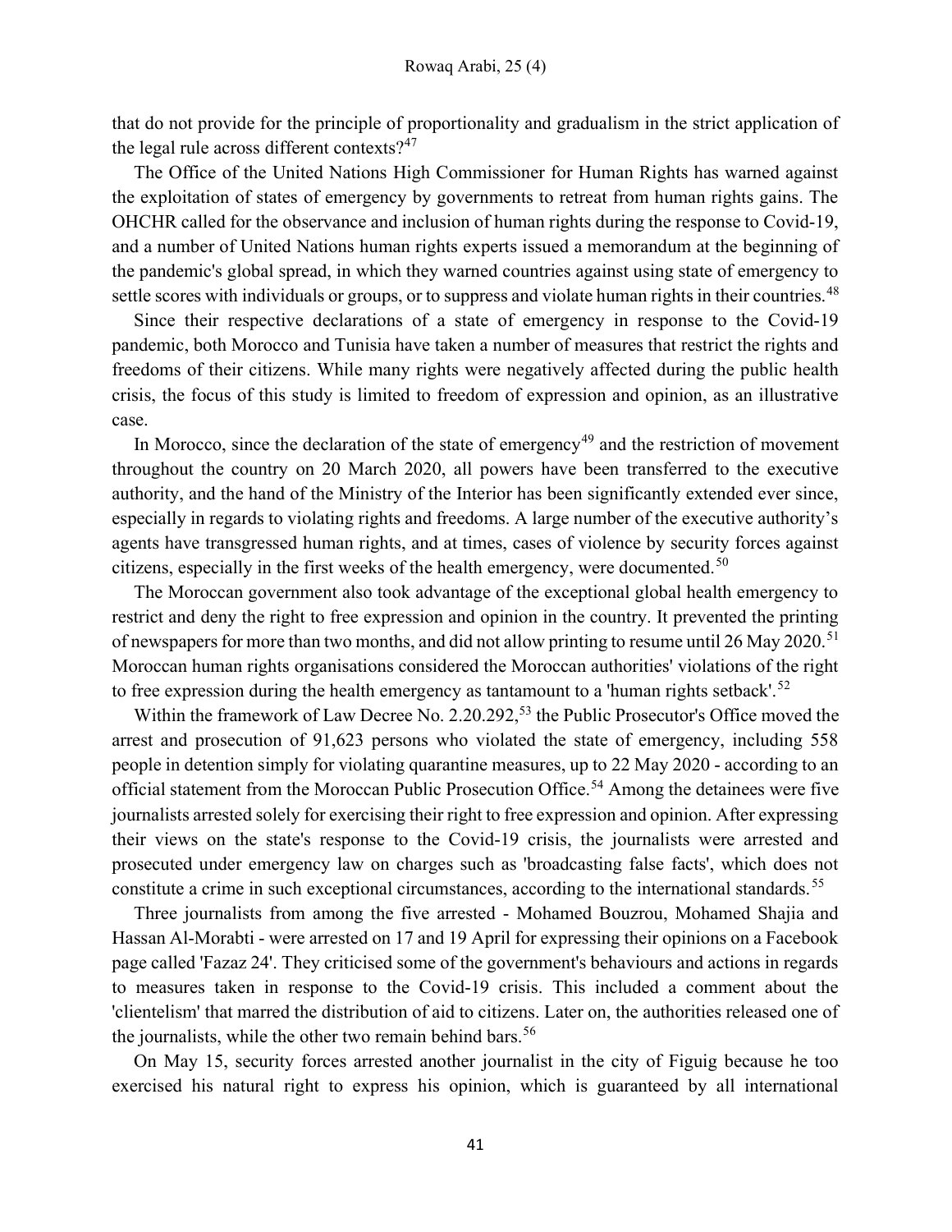that do not provide for the principle of proportionality and gradualism in the strict application of the legal rule across different contexts?[47]

The Office of the United Nations High Commissioner for Human Rights has warned against the exploitation of states of emergency by governments to retreat from human rights gains. The OHCHR called for the observance and inclusion of human rights during the response to Covid-19, and a number of United Nations human rights experts issued a memorandum at the beginning of the pandemic's global spread, in which they warned countries against using state of emergency to settle scores with individuals or groups, or to suppress and violate human rights in their countries.[48]

Since their respective declarations of a state of emergency in response to the Covid-19 pandemic, both Morocco and Tunisia have taken a number of measures that restrict the rights and freedoms of their citizens. While many rights were negatively affected during the public health crisis, the focus of this study is limited to freedom of expression and opinion, as an illustrative case.

In Morocco, since the declaration of the state of emergency[49] and the restriction of movement throughout the country on 20 March 2020, all powers have been transferred to the executive authority, and the hand of the Ministry of the Interior has been significantly extended ever since, especially in regards to violating rights and freedoms. A large number of the executive authority's agents have transgressed human rights, and at times, cases of violence by security forces against citizens, especially in the first weeks of the health emergency, were documented.[50]

The Moroccan government also took advantage of the exceptional global health emergency to restrict and deny the right to free expression and opinion in the country. It prevented the printing of newspapers for more than two months, and did not allow printing to resume until 26 May 2020.[51] Moroccan human rights organisations considered the Moroccan authorities' violations of the right to free expression during the health emergency as tantamount to a 'human rights setback'.[52]

Within the framework of Law Decree No. 2.20.292,[53] the Public Prosecutor's Office moved the arrest and prosecution of 91,623 persons who violated the state of emergency, including 558 people in detention simply for violating quarantine measures, up to 22 May 2020 - according to an official statement from the Moroccan Public Prosecution Office.[54] Among the detainees were five journalists arrested solely for exercising their right to free expression and opinion. After expressing their views on the state's response to the Covid-19 crisis, the journalists were arrested and prosecuted under emergency law on charges such as 'broadcasting false facts', which does not constitute a crime in such exceptional circumstances, according to the international standards.[55]

Three journalists from among the five arrested - Mohamed Bouzrou, Mohamed Shajia and Hassan Al-Morabti - were arrested on 17 and 19 April for expressing their opinions on a Facebook page called 'Fazaz 24'. They criticised some of the government's behaviours and actions in regards to measures taken in response to the Covid-19 crisis. This included a comment about the 'clientelism' that marred the distribution of aid to citizens. Later on, the authorities released one of the journalists, while the other two remain behind bars.[56]

On May 15, security forces arrested another journalist in the city of Figuig because he too exercised his natural right to express his opinion, which is guaranteed by all international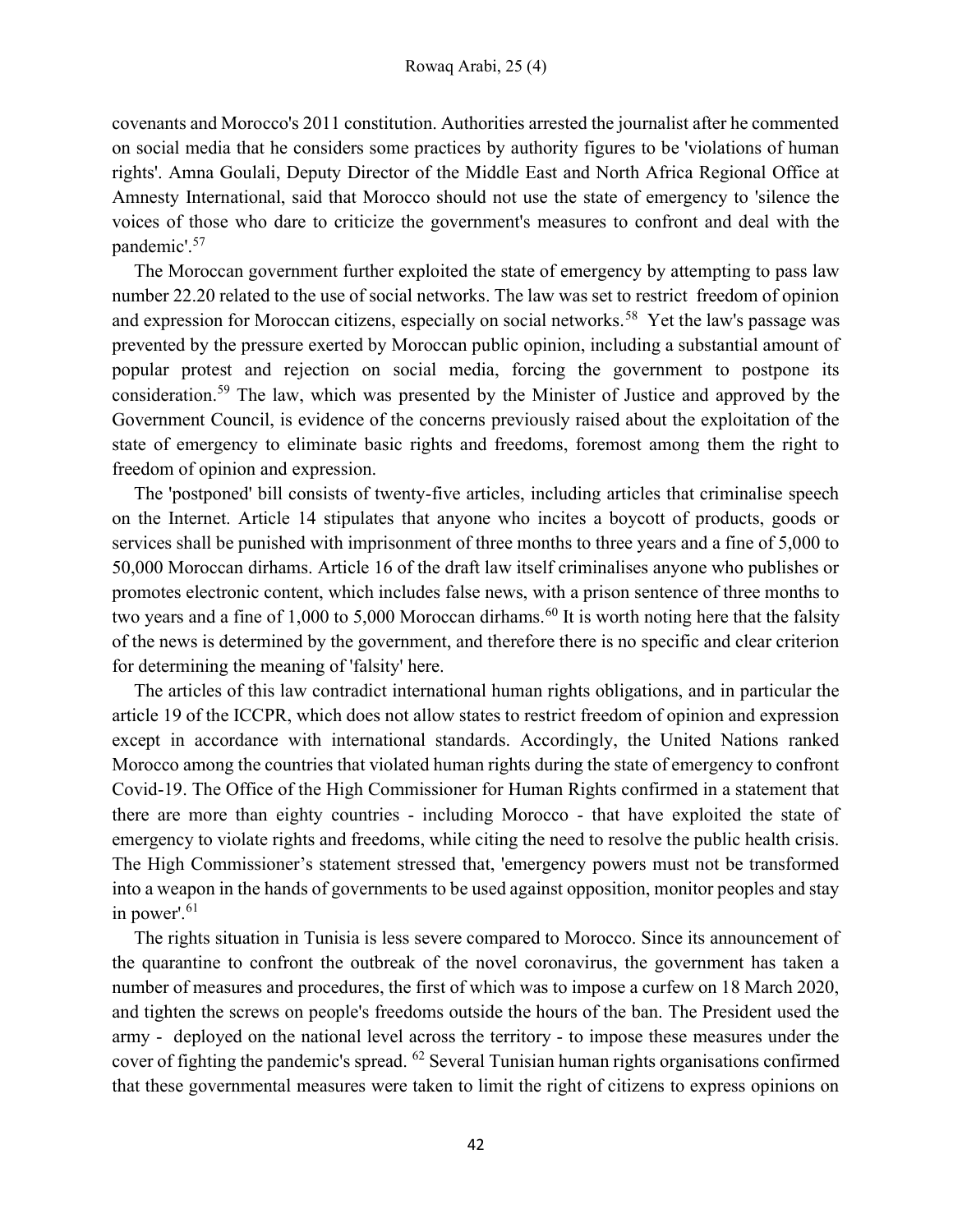covenants and Morocco's 2011 constitution. Authorities arrested the journalist after he commented on social media that he considers some practices by authority figures to be 'violations of human rights'. Amna Goulali, Deputy Director of the Middle East and North Africa Regional Office at Amnesty International, said that Morocco should not use the state of emergency to 'silence the voices of those who dare to criticize the government's measures to confront and deal with the pandemic'.[57]

The Moroccan government further exploited the state of emergency by attempting to pass law number 22.20 related to the use of social networks. The law was set to restrict freedom of opinion and expression for Moroccan citizens, especially on social networks.[58] Yet the law's passage was prevented by the pressure exerted by Moroccan public opinion, including a substantial amount of popular protest and rejection on social media, forcing the government to postpone its consideration.[59] The law, which was presented by the Minister of Justice and approved by the Government Council, is evidence of the concerns previously raised about the exploitation of the state of emergency to eliminate basic rights and freedoms, foremost among them the right to freedom of opinion and expression.

The 'postponed' bill consists of twenty-five articles, including articles that criminalise speech on the Internet. Article 14 stipulates that anyone who incites a boycott of products, goods or services shall be punished with imprisonment of three months to three years and a fine of 5,000 to 50,000 Moroccan dirhams. Article 16 of the draft law itself criminalises anyone who publishes or promotes electronic content, which includes false news, with a prison sentence of three months to two years and a fine of 1,000 to 5,000 Moroccan dirhams.[60] It is worth noting here that the falsity of the news is determined by the government, and therefore there is no specific and clear criterion for determining the meaning of 'falsity' here.

The articles of this law contradict international human rights obligations, and in particular the article 19 of the ICCPR, which does not allow states to restrict freedom of opinion and expression except in accordance with international standards. Accordingly, the United Nations ranked Morocco among the countries that violated human rights during the state of emergency to confront Covid-19. The Office of the High Commissioner for Human Rights confirmed in a statement that there are more than eighty countries - including Morocco - that have exploited the state of emergency to violate rights and freedoms, while citing the need to resolve the public health crisis. The High Commissioner's statement stressed that, 'emergency powers must not be transformed into a weapon in the hands of governments to be used against opposition, monitor peoples and stay in power'.[61]

The rights situation in Tunisia is less severe compared to Morocco. Since its announcement of the quarantine to confront the outbreak of the novel coronavirus, the government has taken a number of measures and procedures, the first of which was to impose a curfew on 18 March 2020, and tighten the screws on people's freedoms outside the hours of the ban. The President used the army - deployed on the national level across the territory - to impose these measures under the cover of fighting the pandemic's spread.[62] Several Tunisian human rights organisations confirmed that these governmental measures were taken to limit the right of citizens to express opinions on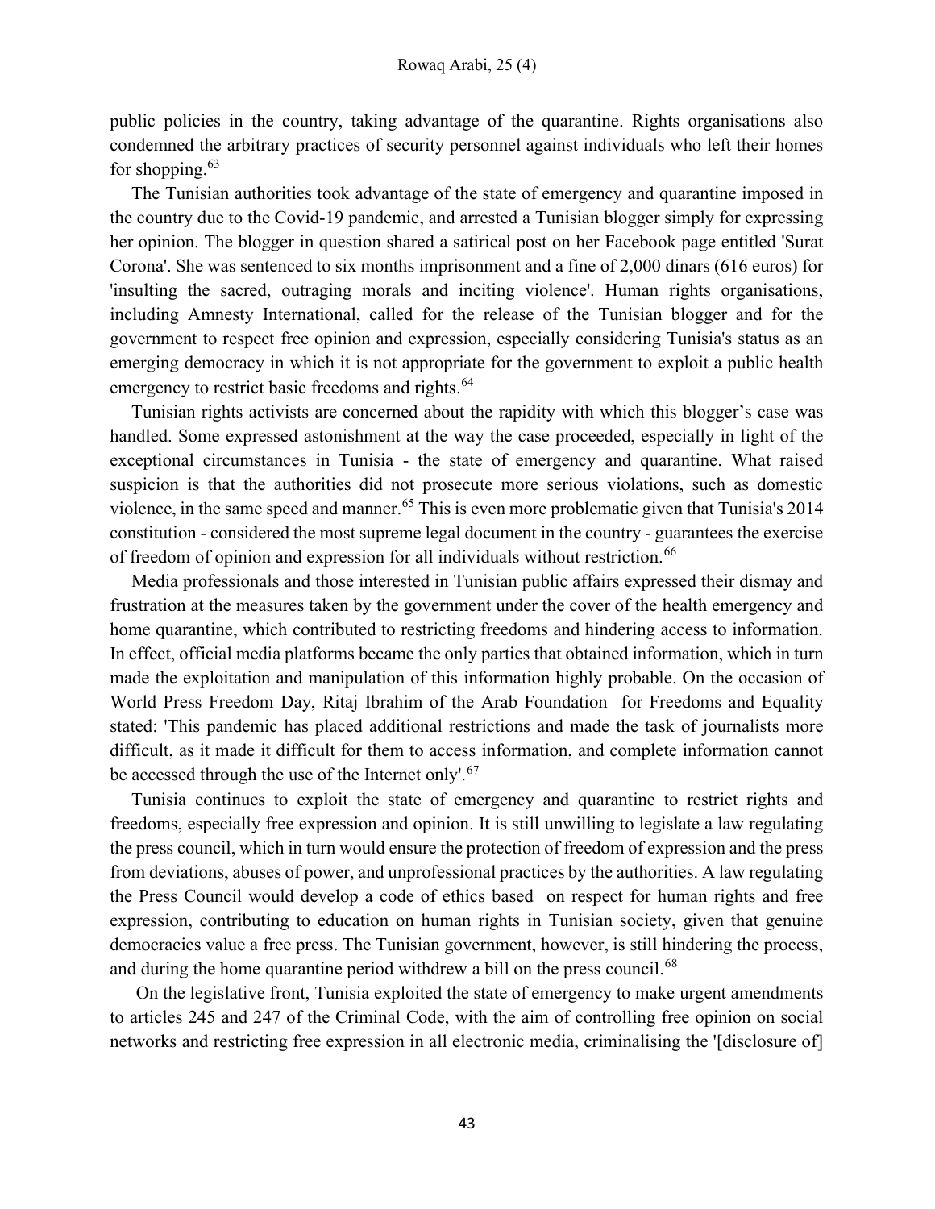public policies in the country, taking advantage of the quarantine. Rights organisations also condemned the arbitrary practices of security personnel against individuals who left their homes for shopping.[63]

The Tunisian authorities took advantage of the state of emergency and quarantine imposed in the country due to the Covid-19 pandemic, and arrested a Tunisian blogger simply for expressing her opinion. The blogger in question shared a satirical post on her Facebook page entitled 'Surat Corona'. She was sentenced to six months imprisonment and a fine of 2,000 dinars (616 euros) for 'insulting the sacred, outraging morals and inciting violence'. Human rights organisations, including Amnesty International, called for the release of the Tunisian blogger and for the government to respect free opinion and expression, especially considering Tunisia's status as an emerging democracy in which it is not appropriate for the government to exploit a public health emergency to restrict basic freedoms and rights.[64]

Tunisian rights activists are concerned about the rapidity with which this blogger's case was handled. Some expressed astonishment at the way the case proceeded, especially in light of the exceptional circumstances in Tunisia - the state of emergency and quarantine. What raised suspicion is that the authorities did not prosecute more serious violations, such as domestic violence, in the same speed and manner.[65] This is even more problematic given that Tunisia's 2014 constitution - considered the most supreme legal document in the country - guarantees the exercise of freedom of opinion and expression for all individuals without restriction.[66]

Media professionals and those interested in Tunisian public affairs expressed their dismay and frustration at the measures taken by the government under the cover of the health emergency and home quarantine, which contributed to restricting freedoms and hindering access to information. In effect, official media platforms became the only parties that obtained information, which in turn made the exploitation and manipulation of this information highly probable. On the occasion of World Press Freedom Day, Ritaj Ibrahim of the Arab Foundation for Freedoms and Equality stated: 'This pandemic has placed additional restrictions and made the task of journalists more difficult, as it made it difficult for them to access information, and complete information cannot be accessed through the use of the Internet only'.[67]

Tunisia continues to exploit the state of emergency and quarantine to restrict rights and freedoms, especially free expression and opinion. It is still unwilling to legislate a law regulating the press council, which in turn would ensure the protection of freedom of expression and the press from deviations, abuses of power, and unprofessional practices by the authorities. A law regulating the Press Council would develop a code of ethics based on respect for human rights and free expression, contributing to education on human rights in Tunisian society, given that genuine democracies value a free press. The Tunisian government, however, is still hindering the process, and during the home quarantine period withdrew a bill on the press council.[68]

On the legislative front, Tunisia exploited the state of emergency to make urgent amendments to articles 245 and 247 of the Criminal Code, with the aim of controlling free opinion on social networks and restricting free expression in all electronic media, criminalising the '[disclosure of]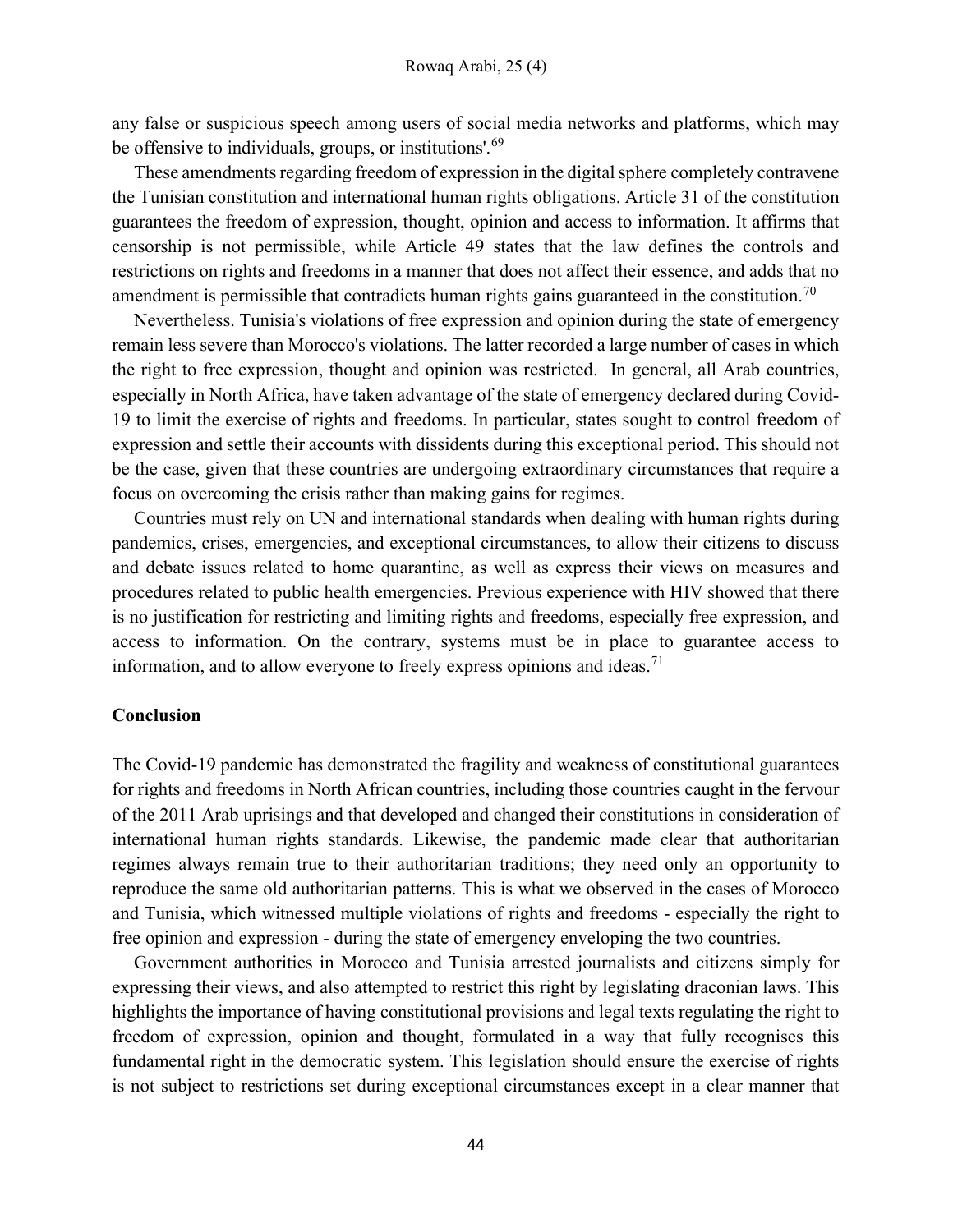any false or suspicious speech among users of social media networks and platforms, which may be offensive to individuals, groups, or institutions'.[69]

These amendments regarding freedom of expression in the digital sphere completely contravene the Tunisian constitution and international human rights obligations. Article 31 of the constitution guarantees the freedom of expression, thought, opinion and access to information. It affirms that censorship is not permissible, while Article 49 states that the law defines the controls and restrictions on rights and freedoms in a manner that does not affect their essence, and adds that no amendment is permissible that contradicts human rights gains guaranteed in the constitution.[70]

Nevertheless. Tunisia's violations of free expression and opinion during the state of emergency remain less severe than Morocco's violations. The latter recorded a large number of cases in which the right to free expression, thought and opinion was restricted. In general, all Arab countries, especially in North Africa, have taken advantage of the state of emergency declared during Covid-19 to limit the exercise of rights and freedoms. In particular, states sought to control freedom of expression and settle their accounts with dissidents during this exceptional period. This should not be the case, given that these countries are undergoing extraordinary circumstances that require a focus on overcoming the crisis rather than making gains for regimes.

Countries must rely on UN and international standards when dealing with human rights during pandemics, crises, emergencies, and exceptional circumstances, to allow their citizens to discuss and debate issues related to home quarantine, as well as express their views on measures and procedures related to public health emergencies. Previous experience with HIV showed that there is no justification for restricting and limiting rights and freedoms, especially free expression, and access to information. On the contrary, systems must be in place to guarantee access to information, and to allow everyone to freely express opinions and ideas.[71]

## Conclusion

The Covid-19 pandemic has demonstrated the fragility and weakness of constitutional guarantees for rights and freedoms in North African countries, including those countries caught in the fervour of the 2011 Arab uprisings and that developed and changed their constitutions in consideration of international human rights standards. Likewise, the pandemic made clear that authoritarian regimes always remain true to their authoritarian traditions; they need only an opportunity to reproduce the same old authoritarian patterns. This is what we observed in the cases of Morocco and Tunisia, which witnessed multiple violations of rights and freedoms - especially the right to free opinion and expression - during the state of emergency enveloping the two countries.

Government authorities in Morocco and Tunisia arrested journalists and citizens simply for expressing their views, and also attempted to restrict this right by legislating draconian laws. This highlights the importance of having constitutional provisions and legal texts regulating the right to freedom of expression, opinion and thought, formulated in a way that fully recognises this fundamental right in the democratic system. This legislation should ensure the exercise of rights is not subject to restrictions set during exceptional circumstances except in a clear manner that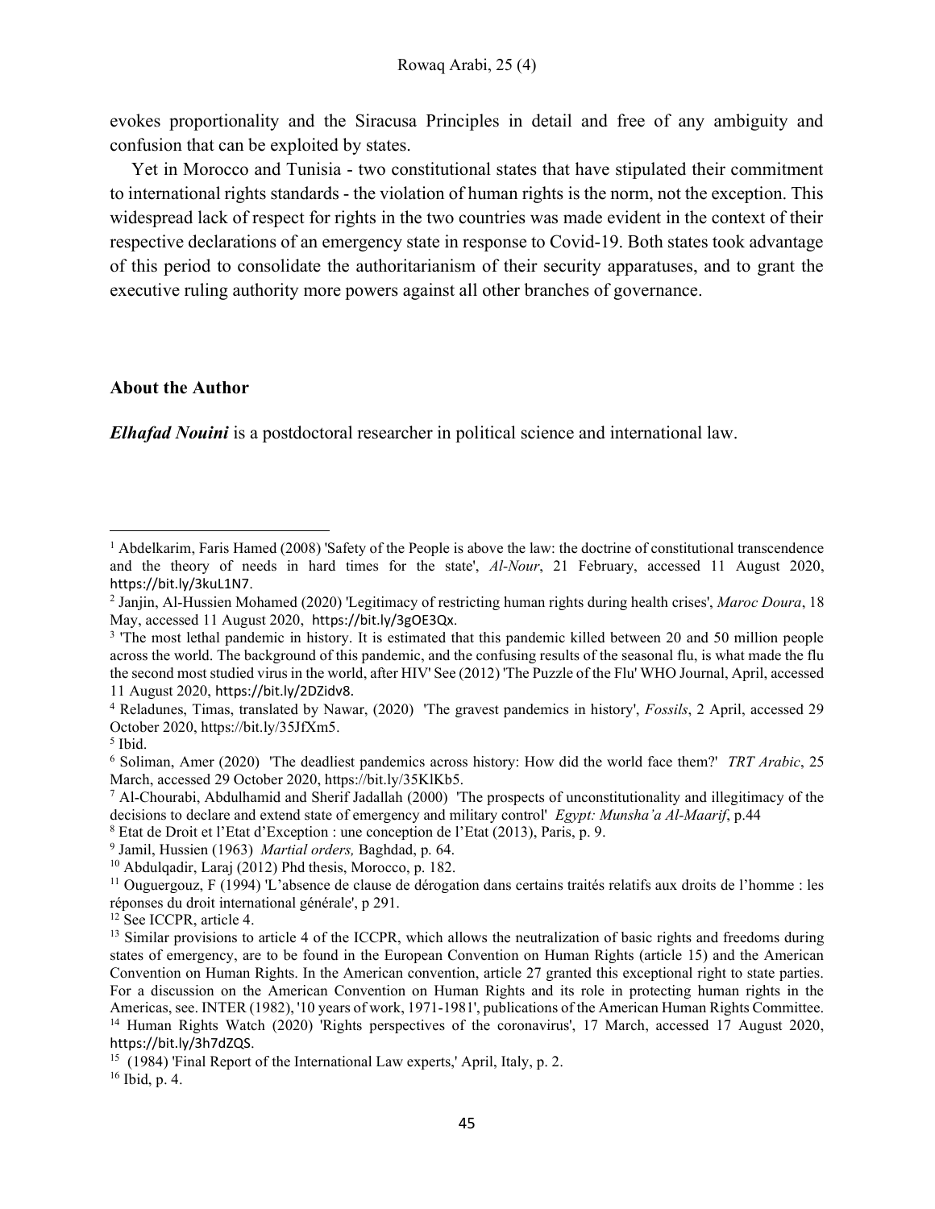evokes proportionality and the Siracusa Principles in detail and free of any ambiguity and confusion that can be exploited by states.

Yet in Morocco and Tunisia - two constitutional states that have stipulated their commitment to international rights standards - the violation of human rights is the norm, not the exception. This widespread lack of respect for rights in the two countries was made evident in the context of their respective declarations of an emergency state in response to Covid-19. Both states took advantage of this period to consolidate the authoritarianism of their security apparatuses, and to grant the executive ruling authority more powers against all other branches of governance.

### About the Author

***Elhafad Nouini*** is a postdoctoral researcher in political science and international law.

---

[1] Abdelkarim, Faris Hamed (2008) 'Safety of the People is above the law: the doctrine of constitutional transcendence and the theory of needs in hard times for the state', *Al-Nour*, 21 February, accessed 11 August 2020, https://bit.ly/3kuL1N7.

[2] Janjin, Al-Hussien Mohamed (2020) 'Legitimacy of restricting human rights during health crises', *Maroc Doura*, 18 May, accessed 11 August 2020, https://bit.ly/3gOE3Qx.

[3] 'The most lethal pandemic in history. It is estimated that this pandemic killed between 20 and 50 million people across the world. The background of this pandemic, and the confusing results of the seasonal flu, is what made the flu the second most studied virus in the world, after HIV' See (2012) 'The Puzzle of the Flu' WHO Journal, April, accessed 11 August 2020, https://bit.ly/2DZidv8.

[4] Reladunes, Timas, translated by Nawar, (2020) 'The gravest pandemics in history', *Fossils*, 2 April, accessed 29 October 2020, https://bit.ly/35JfXm5.

[5] Ibid.

[6] Soliman, Amer (2020) 'The deadliest pandemics across history: How did the world face them?' *TRT Arabic*, 25 March, accessed 29 October 2020, https://bit.ly/35KlKb5.

[7] Al-Chourabi, Abdulhamid and Sherif Jadallah (2000) 'The prospects of unconstitutionality and illegitimacy of the decisions to declare and extend state of emergency and military control' *Egypt: Munsha'a Al-Maarif*, p.44

[8] Etat de Droit et l'Etat d'Exception : une conception de l'Etat (2013), Paris, p. 9.

[9] Jamil, Hussien (1963) *Martial orders,* Baghdad, p. 64.

[10] Abdulqadir, Laraj (2012) Phd thesis, Morocco, p. 182.

[11] Ouguergouz, F (1994) 'L'absence de clause de dérogation dans certains traités relatifs aux droits de l'homme : les réponses du droit international générale', p 291.

[12] See ICCPR, article 4.

[13] Similar provisions to article 4 of the ICCPR, which allows the neutralization of basic rights and freedoms during states of emergency, are to be found in the European Convention on Human Rights (article 15) and the American Convention on Human Rights. In the American convention, article 27 granted this exceptional right to state parties. For a discussion on the American Convention on Human Rights and its role in protecting human rights in the Americas, see. INTER (1982), '10 years of work, 1971-1981', publications of the American Human Rights Committee.

[14] Human Rights Watch (2020) 'Rights perspectives of the coronavirus', 17 March, accessed 17 August 2020, https://bit.ly/3h7dZQS.

[15] (1984) 'Final Report of the International Law experts,' April, Italy, p. 2.

[16] Ibid, p. 4.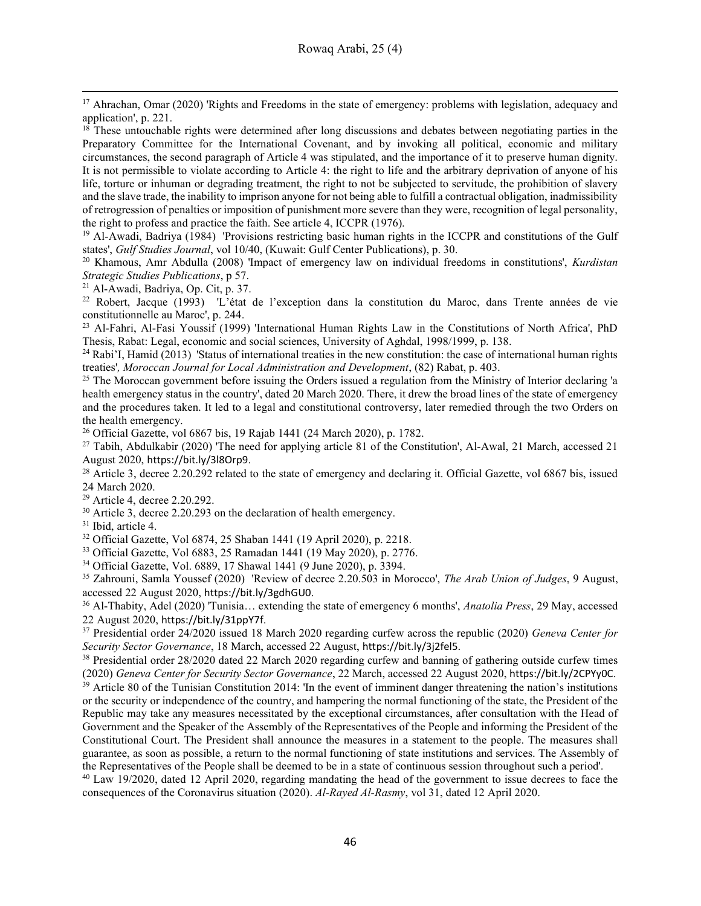[17] Ahrachan, Omar (2020) 'Rights and Freedoms in the state of emergency: problems with legislation, adequacy and application', p. 221.

[18] These untouchable rights were determined after long discussions and debates between negotiating parties in the Preparatory Committee for the International Covenant, and by invoking all political, economic and military circumstances, the second paragraph of Article 4 was stipulated, and the importance of it to preserve human dignity. It is not permissible to violate according to Article 4: the right to life and the arbitrary deprivation of anyone of his life, torture or inhuman or degrading treatment, the right to not be subjected to servitude, the prohibition of slavery and the slave trade, the inability to imprison anyone for not being able to fulfill a contractual obligation, inadmissibility of retrogression of penalties or imposition of punishment more severe than they were, recognition of legal personality, the right to profess and practice the faith. See article 4, ICCPR (1976).

[19] Al-Awadi, Badriya (1984) 'Provisions restricting basic human rights in the ICCPR and constitutions of the Gulf states', *Gulf Studies Journal*, vol 10/40, (Kuwait: Gulf Center Publications), p. 30.

[20] Khamous, Amr Abdulla (2008) 'Impact of emergency law on individual freedoms in constitutions', *Kurdistan Strategic Studies Publications*, p 57.

[21] Al-Awadi, Badriya, Op. Cit, p. 37.

[22] Robert, Jacque (1993) 'L'état de l'exception dans la constitution du Maroc, dans Trente années de vie constitutionnelle au Maroc', p. 244.

[23] Al-Fahri, Al-Fasi Youssif (1999) 'International Human Rights Law in the Constitutions of North Africa', PhD Thesis, Rabat: Legal, economic and social sciences, University of Aghdal, 1998/1999, p. 138.

[24] Rabi'I, Hamid (2013) 'Status of international treaties in the new constitution: the case of international human rights treaties', *Moroccan Journal for Local Administration and Development*, (82) Rabat, p. 403.

[25] The Moroccan government before issuing the Orders issued a regulation from the Ministry of Interior declaring 'a health emergency status in the country', dated 20 March 2020. There, it drew the broad lines of the state of emergency and the procedures taken. It led to a legal and constitutional controversy, later remedied through the two Orders on the health emergency.

[26] Official Gazette, vol 6867 bis, 19 Rajab 1441 (24 March 2020), p. 1782.

[27] Tabih, Abdulkabir (2020) 'The need for applying article 81 of the Constitution', Al-Awal, 21 March, accessed 21 August 2020, https://bit.ly/3l8Orp9.

[28] Article 3, decree 2.20.292 related to the state of emergency and declaring it. Official Gazette, vol 6867 bis, issued 24 March 2020.

[29] Article 4, decree 2.20.292.

[30] Article 3, decree 2.20.293 on the declaration of health emergency.

[31] Ibid, article 4.

[32] Official Gazette, Vol 6874, 25 Shaban 1441 (19 April 2020), p. 2218.

[33] Official Gazette, Vol 6883, 25 Ramadan 1441 (19 May 2020), p. 2776.

[34] Official Gazette, Vol. 6889, 17 Shawal 1441 (9 June 2020), p. 3394.

[35] Zahrouni, Samla Youssef (2020) 'Review of decree 2.20.503 in Morocco', *The Arab Union of Judges*, 9 August, accessed 22 August 2020, https://bit.ly/3gdhGU0.

[36] Al-Thabity, Adel (2020) 'Tunisia… extending the state of emergency 6 months', *Anatolia Press*, 29 May, accessed 22 August 2020, https://bit.ly/31ppY7f.

[37] Presidential order 24/2020 issued 18 March 2020 regarding curfew across the republic (2020) *Geneva Center for Security Sector Governance*, 18 March, accessed 22 August, https://bit.ly/3j2feI5.

[38] Presidential order 28/2020 dated 22 March 2020 regarding curfew and banning of gathering outside curfew times (2020) *Geneva Center for Security Sector Governance*, 22 March, accessed 22 August 2020, https://bit.ly/2CPYy0C.

[39] Article 80 of the Tunisian Constitution 2014: 'In the event of imminent danger threatening the nation's institutions or the security or independence of the country, and hampering the normal functioning of the state, the President of the Republic may take any measures necessitated by the exceptional circumstances, after consultation with the Head of Government and the Speaker of the Assembly of the Representatives of the People and informing the President of the Constitutional Court. The President shall announce the measures in a statement to the people. The measures shall guarantee, as soon as possible, a return to the normal functioning of state institutions and services. The Assembly of the Representatives of the People shall be deemed to be in a state of continuous session throughout such a period'.

[40] Law 19/2020, dated 12 April 2020, regarding mandating the head of the government to issue decrees to face the consequences of the Coronavirus situation (2020). *Al-Rayed Al-Rasmy*, vol 31, dated 12 April 2020.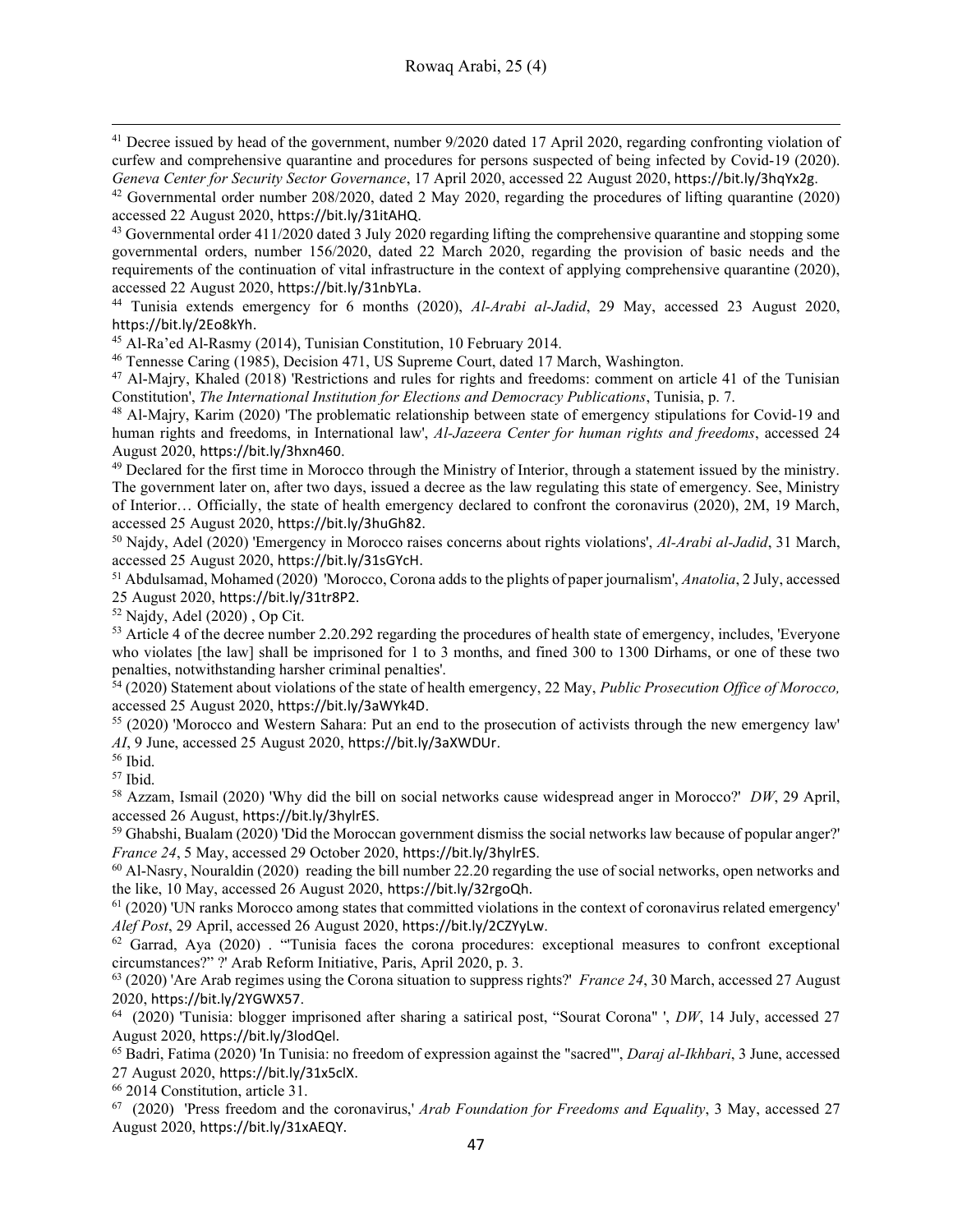[41] Decree issued by head of the government, number 9/2020 dated 17 April 2020, regarding confronting violation of curfew and comprehensive quarantine and procedures for persons suspected of being infected by Covid-19 (2020). *Geneva Center for Security Sector Governance*, 17 April 2020, accessed 22 August 2020, https://bit.ly/3hqYx2g.

[42] Governmental order number 208/2020, dated 2 May 2020, regarding the procedures of lifting quarantine (2020) accessed 22 August 2020, https://bit.ly/31itAHQ.

[43] Governmental order 411/2020 dated 3 July 2020 regarding lifting the comprehensive quarantine and stopping some governmental orders, number 156/2020, dated 22 March 2020, regarding the provision of basic needs and the requirements of the continuation of vital infrastructure in the context of applying comprehensive quarantine (2020), accessed 22 August 2020, https://bit.ly/31nbYLa.

[44] Tunisia extends emergency for 6 months (2020), *Al-Arabi al-Jadid*, 29 May, accessed 23 August 2020, https://bit.ly/2Eo8kYh.

[45] Al-Ra'ed Al-Rasmy (2014), Tunisian Constitution, 10 February 2014.

[46] Tennesse Caring (1985), Decision 471, US Supreme Court, dated 17 March, Washington.

[47] Al-Majry, Khaled (2018) 'Restrictions and rules for rights and freedoms: comment on article 41 of the Tunisian Constitution', *The International Institution for Elections and Democracy Publications*, Tunisia, p. 7.

[48] Al-Majry, Karim (2020) 'The problematic relationship between state of emergency stipulations for Covid-19 and human rights and freedoms, in International law', *Al-Jazeera Center for human rights and freedoms*, accessed 24 August 2020, https://bit.ly/3hxn460.

[49] Declared for the first time in Morocco through the Ministry of Interior, through a statement issued by the ministry. The government later on, after two days, issued a decree as the law regulating this state of emergency. See, Ministry of Interior… Officially, the state of health emergency declared to confront the coronavirus (2020), 2M, 19 March, accessed 25 August 2020, https://bit.ly/3huGh82.

[50] Najdy, Adel (2020) 'Emergency in Morocco raises concerns about rights violations', *Al-Arabi al-Jadid*, 31 March, accessed 25 August 2020, https://bit.ly/31sGYcH.

[51] Abdulsamad, Mohamed (2020) 'Morocco, Corona adds to the plights of paper journalism', *Anatolia*, 2 July, accessed 25 August 2020, https://bit.ly/31tr8P2.

[52] Najdy, Adel (2020) , Op Cit.

[53] Article 4 of the decree number 2.20.292 regarding the procedures of health state of emergency, includes, 'Everyone who violates [the law] shall be imprisoned for 1 to 3 months, and fined 300 to 1300 Dirhams, or one of these two penalties, notwithstanding harsher criminal penalties'.

[54] (2020) Statement about violations of the state of health emergency, 22 May, *Public Prosecution Office of Morocco,* accessed 25 August 2020, https://bit.ly/3aWYk4D.

[55] (2020) 'Morocco and Western Sahara: Put an end to the prosecution of activists through the new emergency law' *AI*, 9 June, accessed 25 August 2020, https://bit.ly/3aXWDUr.

[56] Ibid.

[57] Ibid.

[58] Azzam, Ismail (2020) 'Why did the bill on social networks cause widespread anger in Morocco?' *DW*, 29 April, accessed 26 August, https://bit.ly/3hylrES.

[59] Ghabshi, Bualam (2020) 'Did the Moroccan government dismiss the social networks law because of popular anger?' *France 24*, 5 May, accessed 29 October 2020, https://bit.ly/3hylrES.

[60] Al-Nasry, Nouraldin (2020) reading the bill number 22.20 regarding the use of social networks, open networks and the like, 10 May, accessed 26 August 2020, https://bit.ly/32rgoQh.

[61] (2020) 'UN ranks Morocco among states that committed violations in the context of coronavirus related emergency' *Alef Post*, 29 April, accessed 26 August 2020, https://bit.ly/2CZYyLw.

[62] Garrad, Aya (2020) . '"Tunisia faces the corona procedures: exceptional measures to confront exceptional circumstances?" ?' Arab Reform Initiative, Paris, April 2020, p. 3.

[63] (2020) 'Are Arab regimes using the Corona situation to suppress rights?' *France 24*, 30 March, accessed 27 August 2020, https://bit.ly/2YGWX57.

[64] (2020) 'Tunisia: blogger imprisoned after sharing a satirical post, "Sourat Corona" ', *DW*, 14 July, accessed 27 August 2020, https://bit.ly/3lodQel.

[65] Badri, Fatima (2020) 'In Tunisia: no freedom of expression against the "sacred"', *Daraj al-Ikhbari*, 3 June, accessed 27 August 2020, https://bit.ly/31x5clX.

[66] 2014 Constitution, article 31.

[67] (2020) 'Press freedom and the coronavirus,' *Arab Foundation for Freedoms and Equality*, 3 May, accessed 27 August 2020, https://bit.ly/31xAEQY.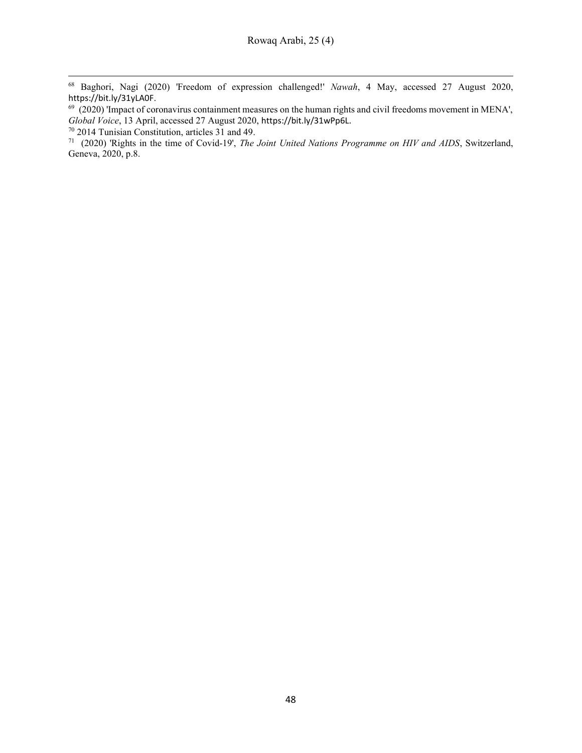[68] Baghori, Nagi (2020) 'Freedom of expression challenged!' *Nawah*, 4 May, accessed 27 August 2020, https://bit.ly/31yLA0F.

[69] (2020) 'Impact of coronavirus containment measures on the human rights and civil freedoms movement in MENA', *Global Voice*, 13 April, accessed 27 August 2020, https://bit.ly/31wPp6L.

[70] 2014 Tunisian Constitution, articles 31 and 49.

[71] (2020) 'Rights in the time of Covid-19', *The Joint United Nations Programme on HIV and AIDS*, Switzerland, Geneva, 2020, p.8.